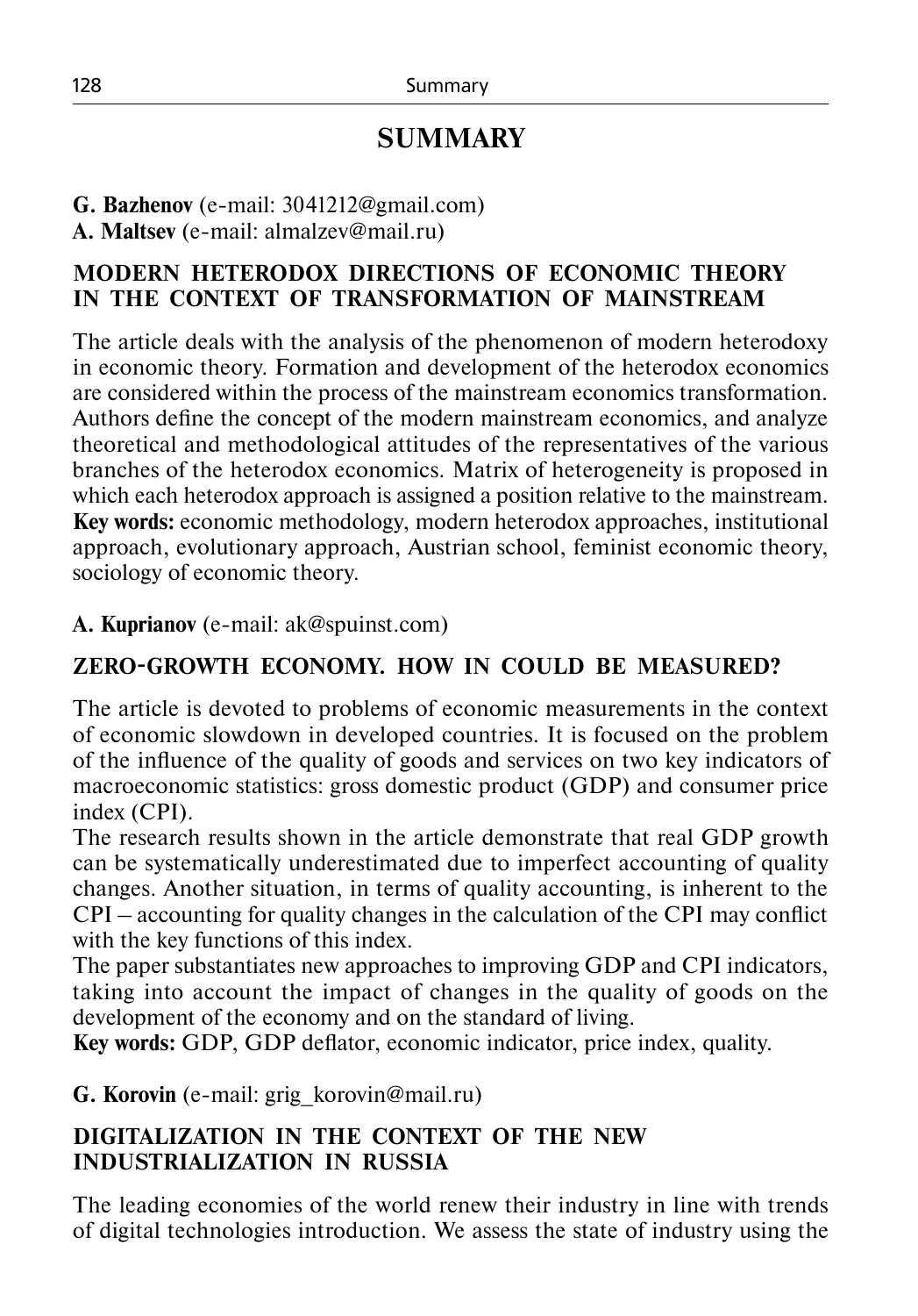# SUMMARY

**G. Bazhenov** (e-mail: 3041212@gmail.com)
**A. Maltsev** (e-mail: almalzev@mail.ru)

### MODERN HETERODOX DIRECTIONS OF ECONOMIC THEORY IN THE CONTEXT OF TRANSFORMATION OF MAINSTREAM

The article deals with the analysis of the phenomenon of modern heterodoxy in economic theory. Formation and development of the heterodox economics are considered within the process of the mainstream economics transformation. Authors define the concept of the modern mainstream economics, and analyze theoretical and methodological attitudes of the representatives of the various branches of the heterodox economics. Matrix of heterogeneity is proposed in which each heterodox approach is assigned a position relative to the mainstream.
**Key words:** economic methodology, modern heterodox approaches, institutional approach, evolutionary approach, Austrian school, feminist economic theory, sociology of economic theory.

**A. Kuprianov** (e-mail: ak@spuinst.com)

### ZERO-GROWTH ECONOMY. HOW IN COULD BE MEASURED?

The article is devoted to problems of economic measurements in the context of economic slowdown in developed countries. It is focused on the problem of the influence of the quality of goods and services on two key indicators of macroeconomic statistics: gross domestic product (GDP) and consumer price index (CPI).
The research results shown in the article demonstrate that real GDP growth can be systematically underestimated due to imperfect accounting of quality changes. Another situation, in terms of quality accounting, is inherent to the CPI – accounting for quality changes in the calculation of the CPI may conflict with the key functions of this index.
The paper substantiates new approaches to improving GDP and CPI indicators, taking into account the impact of changes in the quality of goods on the development of the economy and on the standard of living.
**Key words:** GDP, GDP deflator, economic indicator, price index, quality.

**G. Korovin** (e-mail: grig_korovin@mail.ru)

### DIGITALIZATION IN THE CONTEXT OF THE NEW INDUSTRIALIZATION IN RUSSIA

The leading economies of the world renew their industry in line with trends of digital technologies introduction. We assess the state of industry using the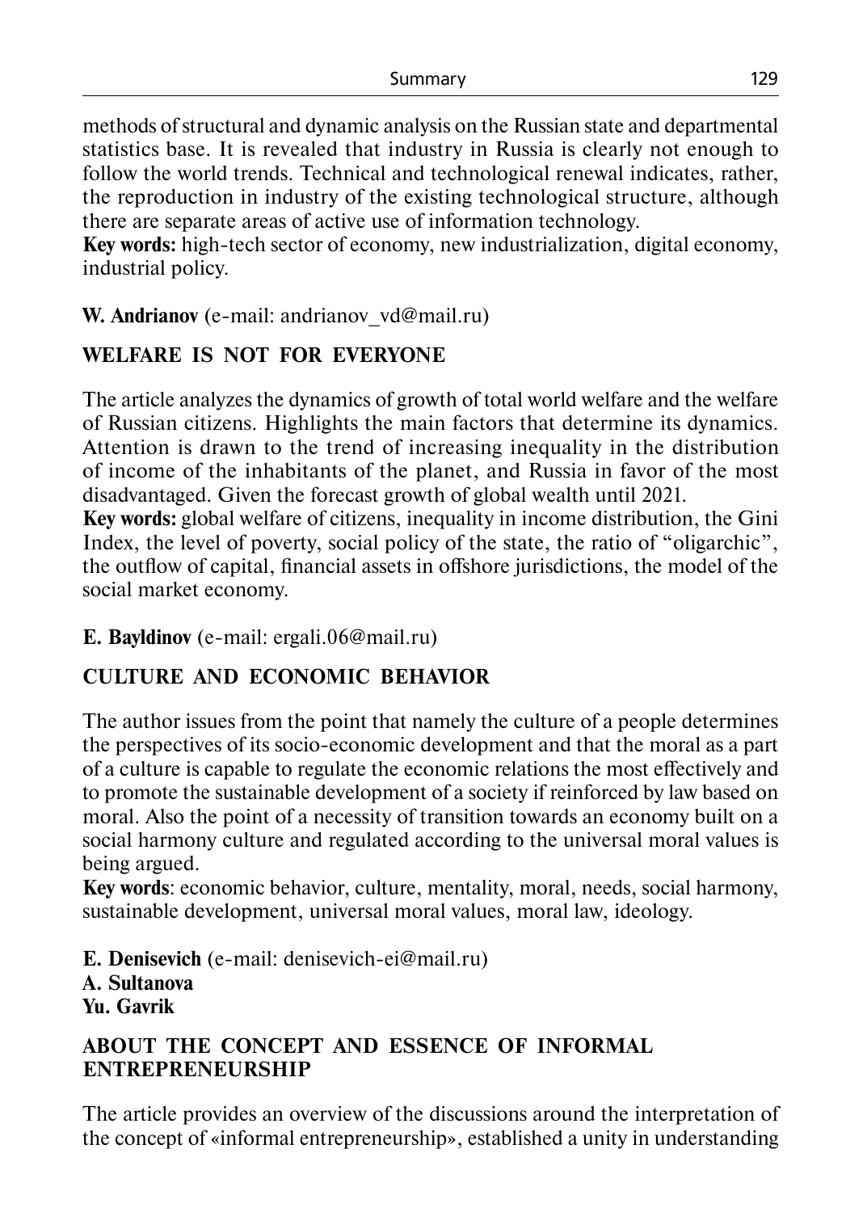methods of structural and dynamic analysis on the Russian state and departmental statistics base. It is revealed that industry in Russia is clearly not enough to follow the world trends. Technical and technological renewal indicates, rather, the reproduction in industry of the existing technological structure, although there are separate areas of active use of information technology.

**Key words:** high-tech sector of economy, new industrialization, digital economy, industrial policy.

**W. Andrianov** (e-mail: andrianov_vd@mail.ru)

## WELFARE IS NOT FOR EVERYONE

The article analyzes the dynamics of growth of total world welfare and the welfare of Russian citizens. Highlights the main factors that determine its dynamics. Attention is drawn to the trend of increasing inequality in the distribution of income of the inhabitants of the planet, and Russia in favor of the most disadvantaged. Given the forecast growth of global wealth until 2021.

**Key words:** global welfare of citizens, inequality in income distribution, the Gini Index, the level of poverty, social policy of the state, the ratio of "oligarchic", the outflow of capital, financial assets in offshore jurisdictions, the model of the social market economy.

**E. Bayldinov** (e-mail: ergali.06@mail.ru)

## CULTURE AND ECONOMIC BEHAVIOR

The author issues from the point that namely the culture of a people determines the perspectives of its socio-economic development and that the moral as a part of a culture is capable to regulate the economic relations the most effectively and to promote the sustainable development of a society if reinforced by law based on moral. Also the point of a necessity of transition towards an economy built on a social harmony culture and regulated according to the universal moral values is being argued.

**Key words**: economic behavior, culture, mentality, moral, needs, social harmony, sustainable development, universal moral values, moral law, ideology.

**E. Denisevich** (e-mail: denisevich-ei@mail.ru)
**A. Sultanova**
**Yu. Gavrik**

## ABOUT THE CONCEPT AND ESSENCE OF INFORMAL ENTREPRENEURSHIP

The article provides an overview of the discussions around the interpretation of the concept of «informal entrepreneurship», established a unity in understanding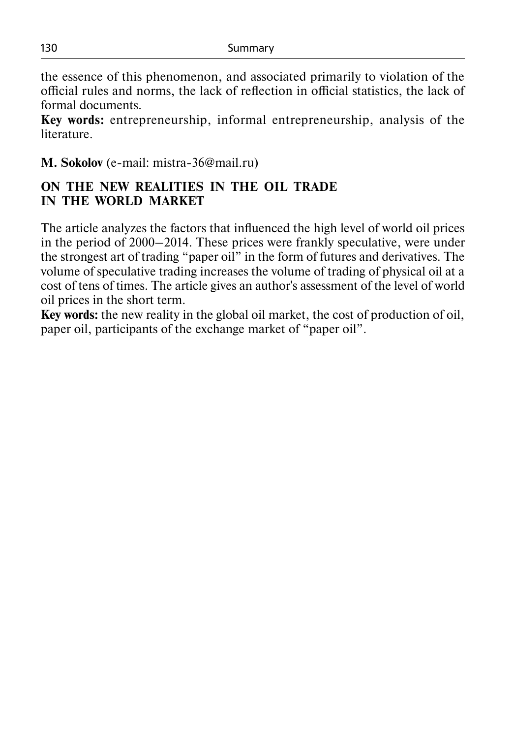the essence of this phenomenon, and associated primarily to violation of the official rules and norms, the lack of reflection in official statistics, the lack of formal documents.

**Key words:** entrepreneurship, informal entrepreneurship, analysis of the literature.

**M. Sokolov** (e-mail: mistra-36@mail.ru)

## ON THE NEW REALITIES IN THE OIL TRADE IN THE WORLD MARKET

The article analyzes the factors that influenced the high level of world oil prices in the period of 2000–2014. These prices were frankly speculative, were under the strongest art of trading "paper oil" in the form of futures and derivatives. The volume of speculative trading increases the volume of trading of physical oil at a cost of tens of times. The article gives an author's assessment of the level of world oil prices in the short term.

**Key words:** the new reality in the global oil market, the cost of production of oil, paper oil, participants of the exchange market of "paper oil".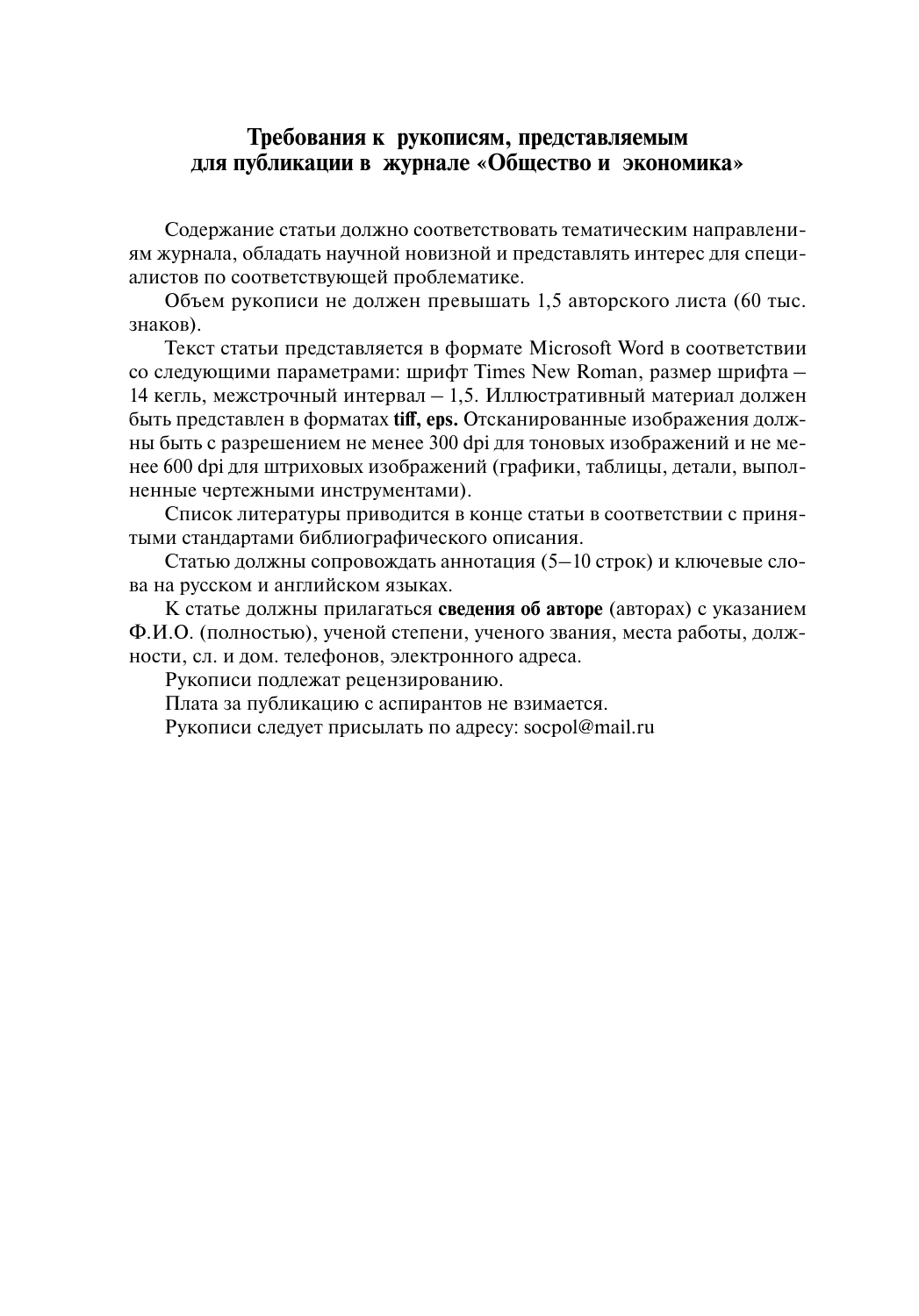# Требования к рукописям, представляемым для публикации в журнале «Общество и экономика»

Содержание статьи должно соответствовать тематическим направлениям журнала, обладать научной новизной и представлять интерес для специалистов по соответствующей проблематике.

Объем рукописи не должен превышать 1,5 авторского листа (60 тыс. знаков).

Текст статьи представляется в формате Microsoft Word в соответствии со следующими параметрами: шрифт Times New Roman, размер шрифта – 14 кегль, межстрочный интервал – 1,5. Иллюстративный материал должен быть представлен в форматах **tiff, eps.** Отсканированные изображения должны быть с разрешением не менее 300 dpi для тоновых изображений и не менее 600 dpi для штриховых изображений (графики, таблицы, детали, выполненные чертежными инструментами).

Список литературы приводится в конце статьи в соответствии с принятыми стандартами библиографического описания.

Статью должны сопровождать аннотация (5–10 строк) и ключевые слова на русском и английском языках.

К статье должны прилагаться **сведения об авторе** (авторах) с указанием Ф.И.О. (полностью), ученой степени, ученого звания, места работы, должности, сл. и дом. телефонов, электронного адреса.

Рукописи подлежат рецензированию.

Плата за публикацию с аспирантов не взимается.

Рукописи следует присылать по адресу: socpol@mail.ru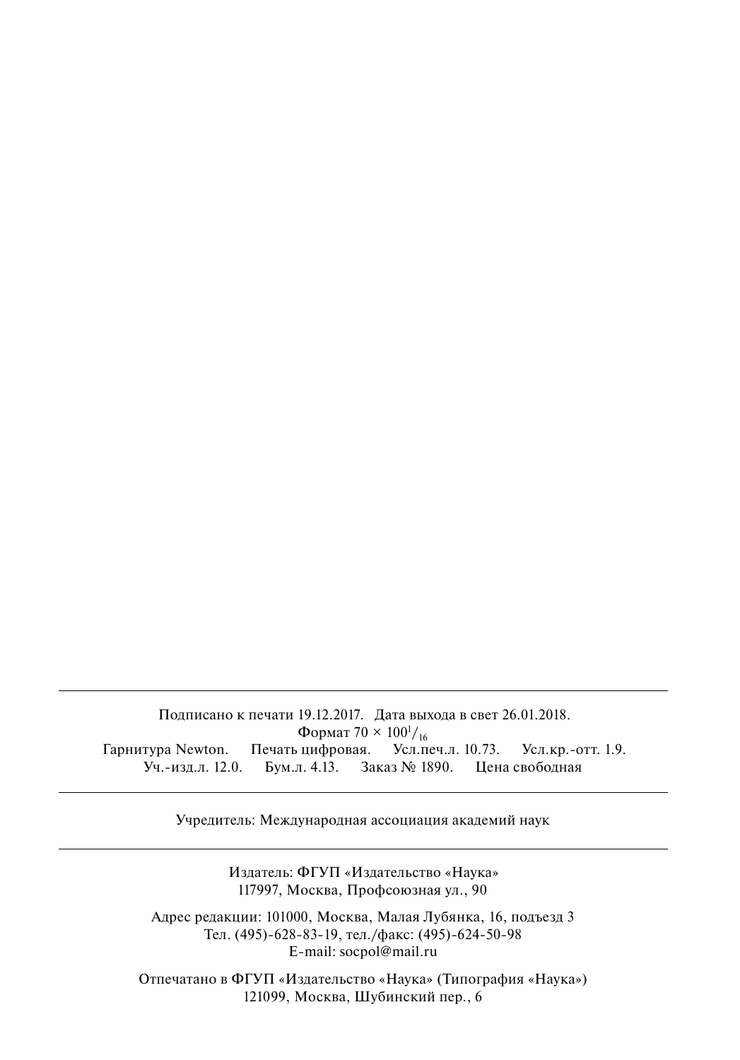---

Подписано к печати 19.12.2017. Дата выхода в свет 26.01.2018.
Формат 70 × $100^{1}/_{16}$
Гарнитура Newton. Печать цифровая. Усл.печ.л. 10.73. Усл.кр.-отт. 1.9.
Уч.-изд.л. 12.0. Бум.л. 4.13. Заказ № 1890. Цена свободная

---

Учредитель: Международная ассоциация академий наук

---

Издатель: ФГУП «Издательство «Наука»
117997, Москва, Профсоюзная ул., 90

Адрес редакции: 101000, Москва, Малая Лубянка, 16, подъезд 3
Тел. (495)-628-83-19, тел./факс: (495)-624-50-98
E-mail: socpol@mail.ru

Отпечатано в ФГУП «Издательство «Наука» (Типография «Наука»)
121099, Москва, Шубинский пер., 6